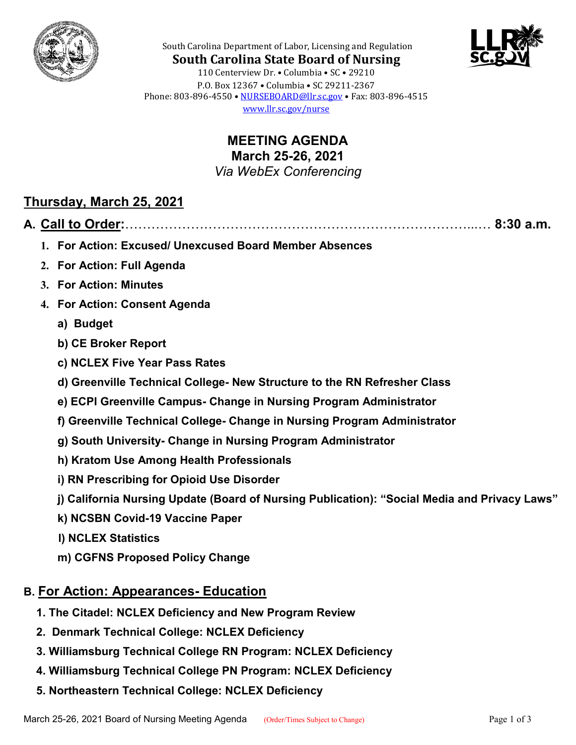South Carolina Department of Labor, Licensing and Regulation

**South Carolina State Board of Nursing**

110 Centerview Dr. • Columbia • SC • 29210
P.O. Box 12367 • Columbia • SC 29211-2367
Phone: 803-896-4550 • NURSEBOARD@llr.sc.gov • Fax: 803-896-4515
www.llr.sc.gov/nurse

# MEETING AGENDA
## March 25-26, 2021
*Via WebEx Conferencing*

## Thursday, March 25, 2021

### A. Call to Order:……………………………………………………………………..…. 8:30 a.m.

1. **For Action: Excused/ Unexcused Board Member Absences**
2. **For Action: Full Agenda**
3. **For Action: Minutes**
4. **For Action: Consent Agenda**
   - **a) Budget**
   - **b) CE Broker Report**
   - **c) NCLEX Five Year Pass Rates**
   - **d) Greenville Technical College- New Structure to the RN Refresher Class**
   - **e) ECPI Greenville Campus- Change in Nursing Program Administrator**
   - **f) Greenville Technical College- Change in Nursing Program Administrator**
   - **g) South University- Change in Nursing Program Administrator**
   - **h) Kratom Use Among Health Professionals**
   - **i) RN Prescribing for Opioid Use Disorder**
   - **j) California Nursing Update (Board of Nursing Publication): "Social Media and Privacy Laws"**
   - **k) NCSBN Covid-19 Vaccine Paper**
   - **l) NCLEX Statistics**
   - **m) CGFNS Proposed Policy Change**

### B. For Action: Appearances- Education

1. **The Citadel: NCLEX Deficiency and New Program Review**
2. **Denmark Technical College: NCLEX Deficiency**
3. **Williamsburg Technical College RN Program: NCLEX Deficiency**
4. **Williamsburg Technical College PN Program: NCLEX Deficiency**
5. **Northeastern Technical College: NCLEX Deficiency**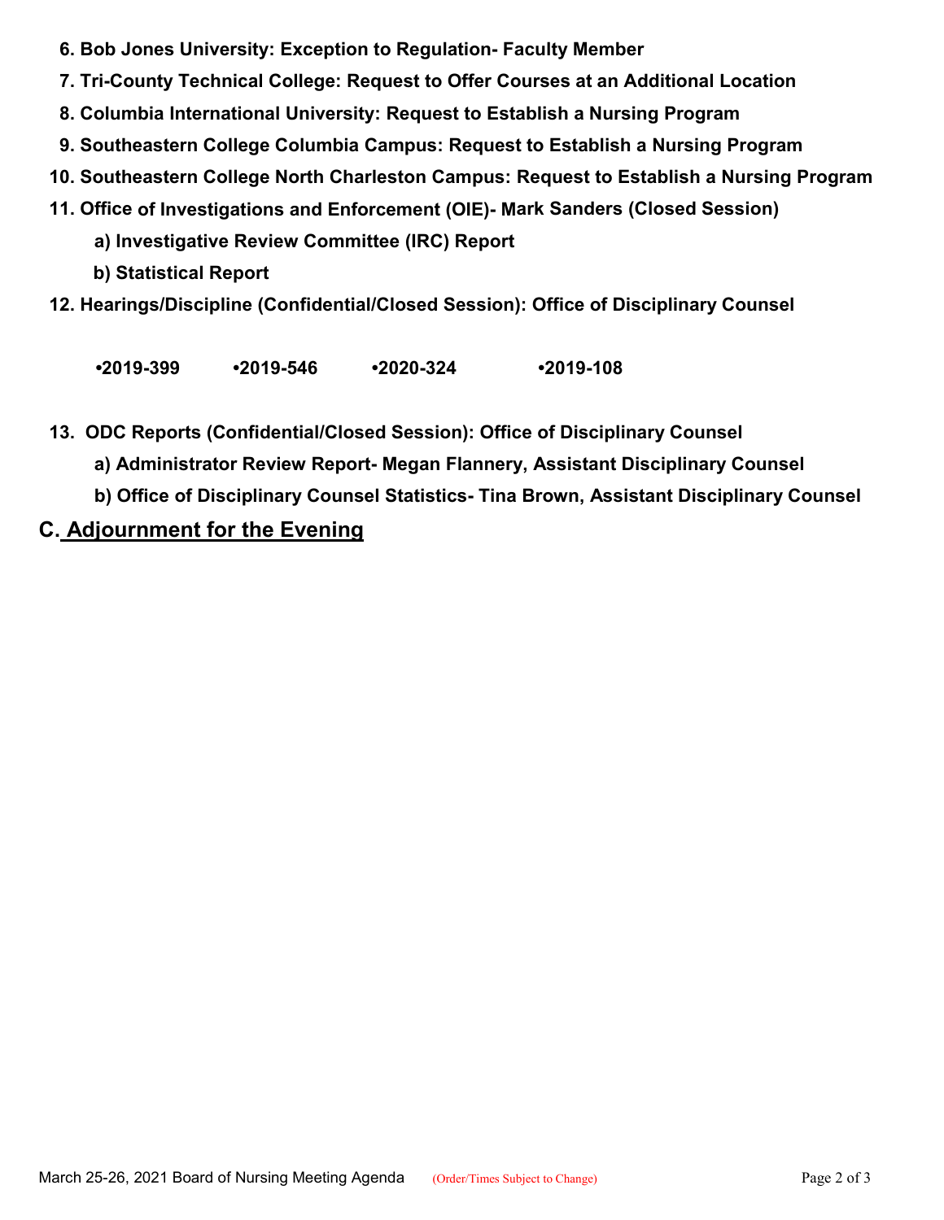6. **Bob Jones University: Exception to Regulation- Faculty Member**
7. **Tri-County Technical College: Request to Offer Courses at an Additional Location**
8. **Columbia International University: Request to Establish a Nursing Program**
9. **Southeastern College Columbia Campus: Request to Establish a Nursing Program**
10. **Southeastern College North Charleston Campus: Request to Establish a Nursing Program**
11. **Office of Investigations and Enforcement (OIE)- Mark Sanders (Closed Session)**
    - **a) Investigative Review Committee (IRC) Report**
    - **b) Statistical Report**
12. **Hearings/Discipline (Confidential/Closed Session): Office of Disciplinary Counsel**

    **•2019-399 •2019-546 •2020-324 •2019-108**

13. **ODC Reports (Confidential/Closed Session): Office of Disciplinary Counsel**
    - **a) Administrator Review Report- Megan Flannery, Assistant Disciplinary Counsel**
    - **b) Office of Disciplinary Counsel Statistics- Tina Brown, Assistant Disciplinary Counsel**

## C. Adjournment for the Evening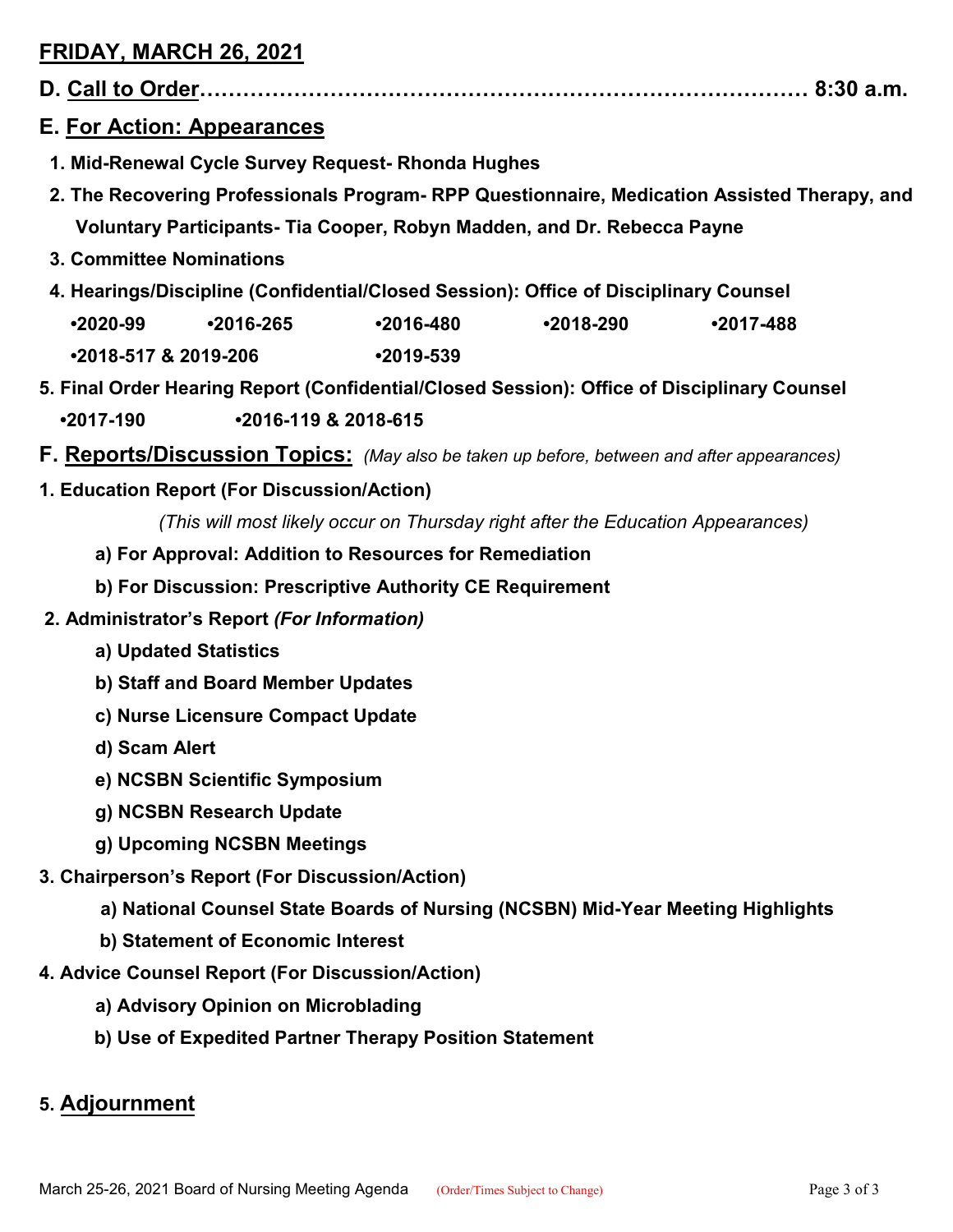**FRIDAY, MARCH 26, 2021**

**D. Call to Order……………………………………………………………………… 8:30 a.m.**

## E. For Action: Appearances

1. **Mid-Renewal Cycle Survey Request- Rhonda Hughes**
2. **The Recovering Professionals Program- RPP Questionnaire, Medication Assisted Therapy, and Voluntary Participants- Tia Cooper, Robyn Madden, and Dr. Rebecca Payne**
3. **Committee Nominations**
4. **Hearings/Discipline (Confidential/Closed Session): Office of Disciplinary Counsel**
   - **•2020-99 •2016-265 •2016-480 •2018-290 •2017-488**
   - **•2018-517 & 2019-206 •2019-539**

**5. Final Order Hearing Report (Confidential/Closed Session): Office of Disciplinary Counsel**
   - **•2017-190 •2016-119 & 2018-615**

## F. Reports/Discussion Topics: *(May also be taken up before, between and after appearances)*

**1. Education Report (For Discussion/Action)**

*(This will most likely occur on Thursday right after the Education Appearances)*

- **a) For Approval: Addition to Resources for Remediation**
- **b) For Discussion: Prescriptive Authority CE Requirement**

**2. Administrator's Report *(For Information)***

- **a) Updated Statistics**
- **b) Staff and Board Member Updates**
- **c) Nurse Licensure Compact Update**
- **d) Scam Alert**
- **e) NCSBN Scientific Symposium**
- **g) NCSBN Research Update**
- **g) Upcoming NCSBN Meetings**

**3. Chairperson's Report (For Discussion/Action)**

- **a) National Counsel State Boards of Nursing (NCSBN) Mid-Year Meeting Highlights**
- **b) Statement of Economic Interest**

**4. Advice Counsel Report (For Discussion/Action)**

- **a) Advisory Opinion on Microblading**
- **b) Use of Expedited Partner Therapy Position Statement**

**5. Adjournment**

March 25-26, 2021 Board of Nursing Meeting Agenda (Order/Times Subject to Change)